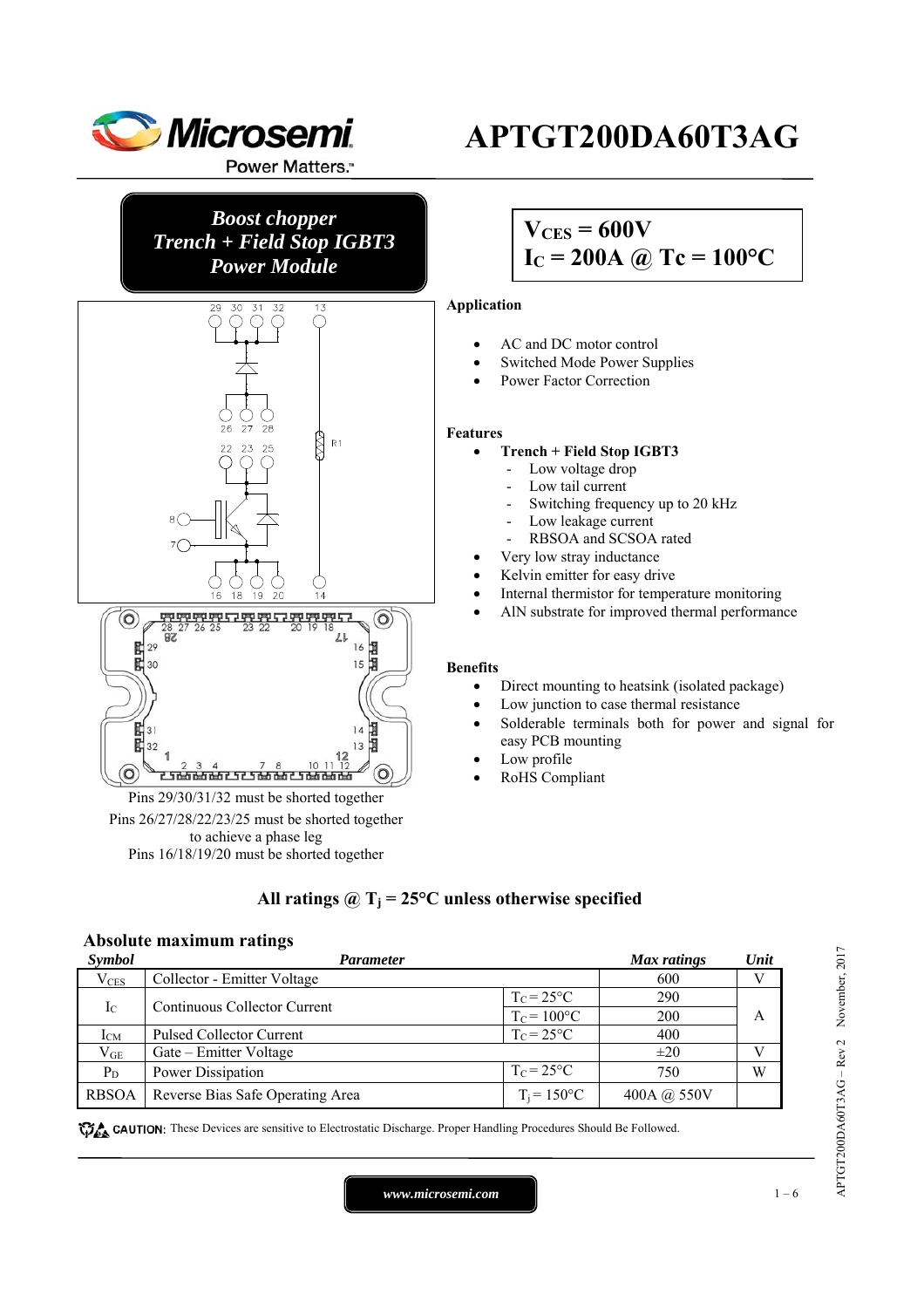# APTGT200DA60T3AG

***Boost chopper***
***Trench + Field Stop IGBT3***
***Power Module***

**$V_{CES}$ = 600V**
**$I_C$ = 200A @ Tc = 100°C**

Pins 29/30/31/32 must be shorted together
Pins 26/27/28/22/23/25 must be shorted together to achieve a phase leg
Pins 16/18/19/20 must be shorted together

### Application

- AC and DC motor control
- Switched Mode Power Supplies
- Power Factor Correction

### Features

- **Trench + Field Stop IGBT3**
  - Low voltage drop
  - Low tail current
  - Switching frequency up to 20 kHz
  - Low leakage current
  - RBSOA and SCSOA rated
- Very low stray inductance
- Kelvin emitter for easy drive
- Internal thermistor for temperature monitoring
- AlN substrate for improved thermal performance

### Benefits

- Direct mounting to heatsink (isolated package)
- Low junction to case thermal resistance
- Solderable terminals both for power and signal for easy PCB mounting
- Low profile
- RoHS Compliant

**All ratings @ $T_j$ = 25°C unless otherwise specified**

## Absolute maximum ratings

| *Symbol* | *Parameter* | | *Max ratings* | *Unit* |
|---|---|---|---|---|
| $V_{CES}$ | Collector - Emitter Voltage | | 600 | V |
| $I_C$ | Continuous Collector Current | $T_C$ = 25°C | 290 | A |
| | | $T_C$ = 100°C | 200 | |
| $I_{CM}$ | Pulsed Collector Current | $T_C$ = 25°C | 400 | |
| $V_{GE}$ | Gate – Emitter Voltage | | ±20 | V |
| $P_D$ | Power Dissipation | $T_C$ = 25°C | 750 | W |
| RBSOA | Reverse Bias Safe Operating Area | $T_j$ = 150°C | 400A @ 550V | |

CAUTION: These Devices are sensitive to Electrostatic Discharge. Proper Handling Procedures Should Be Followed.

www.microsemi.com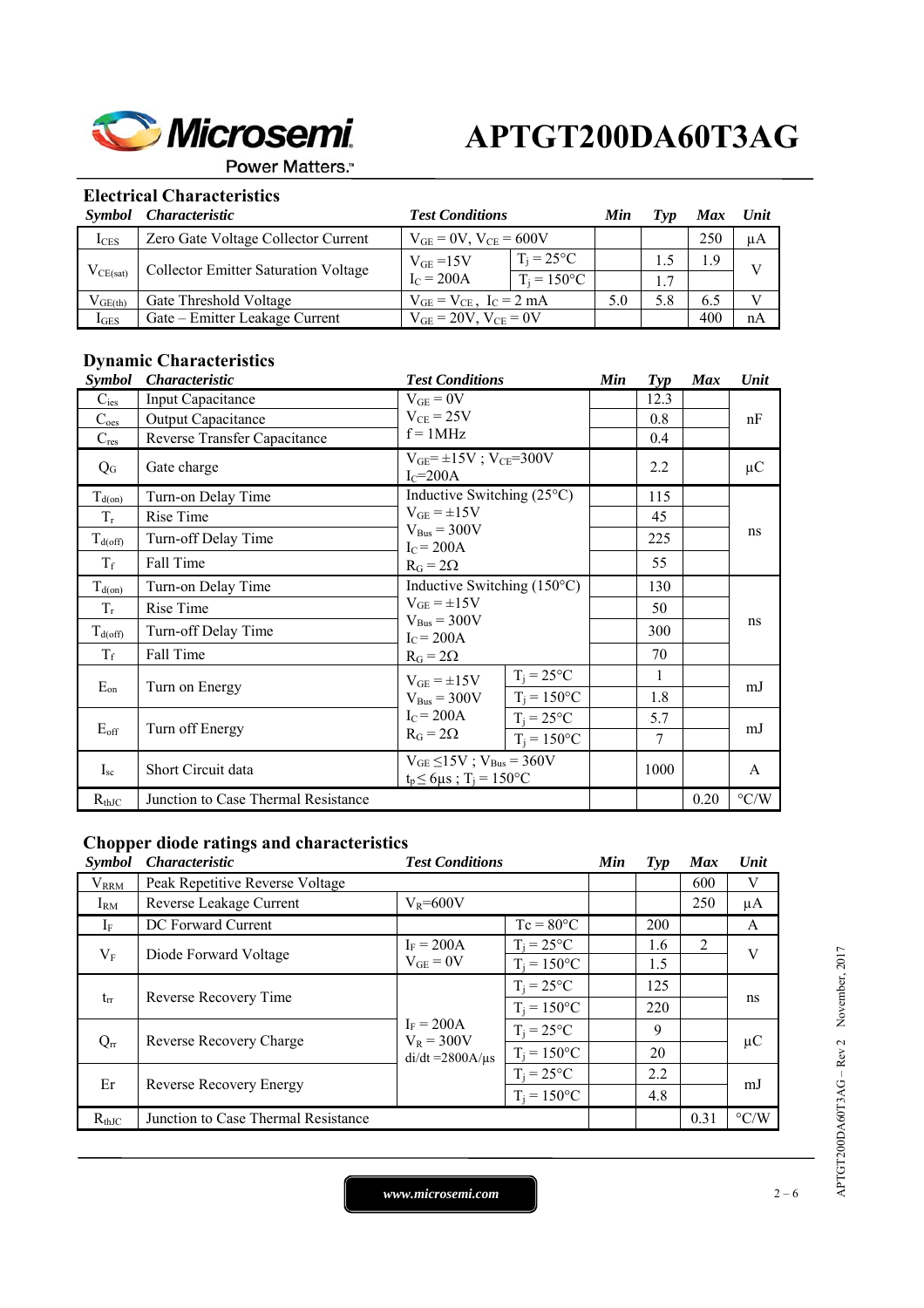## Electrical Characteristics

| Symbol | Characteristic | Test Conditions | | Min | Typ | Max | Unit |
|---|---|---|---|---|---|---|---|
| $I_{CES}$ | Zero Gate Voltage Collector Current | $V_{GE} = 0V$, $V_{CE} = 600V$ | | | | 250 | µA |
| $V_{CE(sat)}$ | Collector Emitter Saturation Voltage | $V_{GE} = 15V$ $I_C = 200A$ | $T_j = 25°C$ | | 1.5 | 1.9 | V |
| | | | $T_j = 150°C$ | | 1.7 | | |
| $V_{GE(th)}$ | Gate Threshold Voltage | $V_{GE} = V_{CE}$, $I_C = 2\ mA$ | | 5.0 | 5.8 | 6.5 | V |
| $I_{GES}$ | Gate – Emitter Leakage Current | $V_{GE} = 20V$, $V_{CE} = 0V$ | | | | 400 | nA |

## Dynamic Characteristics

| Symbol | Characteristic | Test Conditions | | Min | Typ | Max | Unit |
|---|---|---|---|---|---|---|---|
| $C_{ies}$ | Input Capacitance | $V_{GE} = 0V$ $V_{CE} = 25V$ $f = 1MHz$ | | | 12.3 | | nF |
| $C_{oes}$ | Output Capacitance | | | | 0.8 | | |
| $C_{res}$ | Reverse Transfer Capacitance | | | | 0.4 | | |
| $Q_G$ | Gate charge | $V_{GE} = \pm15V$ ; $V_{CE} = 300V$ $I_C = 200A$ | | | 2.2 | | µC |
| $T_{d(on)}$ | Turn-on Delay Time | Inductive Switching (25°C) $V_{GE} = \pm15V$ $V_{Bus} = 300V$ $I_C = 200A$ $R_G = 2\Omega$ | | | 115 | | ns |
| $T_r$ | Rise Time | | | | 45 | | |
| $T_{d(off)}$ | Turn-off Delay Time | | | | 225 | | |
| $T_f$ | Fall Time | | | | 55 | | |
| $T_{d(on)}$ | Turn-on Delay Time | Inductive Switching (150°C) $V_{GE} = \pm15V$ $V_{Bus} = 300V$ $I_C = 200A$ $R_G = 2\Omega$ | | | 130 | | ns |
| $T_r$ | Rise Time | | | | 50 | | |
| $T_{d(off)}$ | Turn-off Delay Time | | | | 300 | | |
| $T_f$ | Fall Time | | | | 70 | | |
| $E_{on}$ | Turn on Energy | $V_{GE} = \pm15V$ $V_{Bus} = 300V$ $I_C = 200A$ $R_G = 2\Omega$ | $T_j = 25°C$ | | 1 | | mJ |
| | | | $T_j = 150°C$ | | 1.8 | | |
| $E_{off}$ | Turn off Energy | | $T_j = 25°C$ | | 5.7 | | mJ |
| | | | $T_j = 150°C$ | | 7 | | |
| $I_{sc}$ | Short Circuit data | $V_{GE} \leq 15V$ ; $V_{Bus} = 360V$ $t_p \leq 6µs$ ; $T_j = 150°C$ | | | 1000 | | A |
| $R_{thJC}$ | Junction to Case Thermal Resistance | | | | | 0.20 | °C/W |

## Chopper diode ratings and characteristics

| Symbol | Characteristic | Test Conditions | | Min | Typ | Max | Unit |
|---|---|---|---|---|---|---|---|
| $V_{RRM}$ | Peak Repetitive Reverse Voltage | | | | | 600 | V |
| $I_{RM}$ | Reverse Leakage Current | $V_R = 600V$ | | | | 250 | µA |
| $I_F$ | DC Forward Current | | $Tc = 80°C$ | | 200 | | A |
| $V_F$ | Diode Forward Voltage | $I_F = 200A$ $V_{GE} = 0V$ | $T_j = 25°C$ | | 1.6 | 2 | V |
| | | | $T_j = 150°C$ | | 1.5 | | |
| $t_{rr}$ | Reverse Recovery Time | $I_F = 200A$ $V_R = 300V$ $di/dt = 2800A/µs$ | $T_j = 25°C$ | | 125 | | ns |
| | | | $T_j = 150°C$ | | 220 | | |
| $Q_{rr}$ | Reverse Recovery Charge | | $T_j = 25°C$ | | 9 | | µC |
| | | | $T_j = 150°C$ | | 20 | | |
| Er | Reverse Recovery Energy | | $T_j = 25°C$ | | 2.2 | | mJ |
| | | | $T_j = 150°C$ | | 4.8 | | |
| $R_{thJC}$ | Junction to Case Thermal Resistance | | | | | 0.31 | °C/W |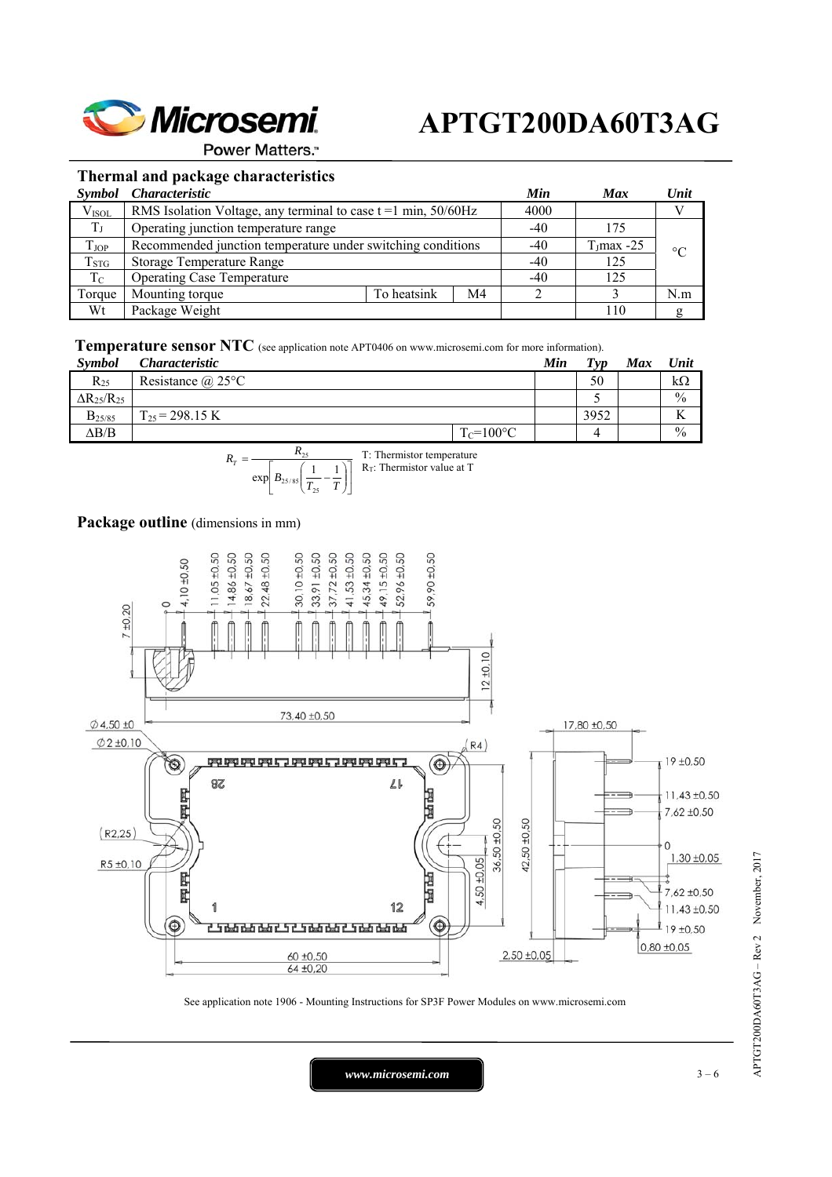## Thermal and package characteristics

| Symbol | Characteristic | | | Min | Max | Unit |
|---|---|---|---|---|---|---|
| $V_{ISOL}$ | RMS Isolation Voltage, any terminal to case t =1 min, 50/60Hz | | | 4000 | | V |
| $T_J$ | Operating junction temperature range | | | -40 | 175 | °C |
| $T_{JOP}$ | Recommended junction temperature under switching conditions | | | -40 | $T_J$max -25 | |
| $T_{STG}$ | Storage Temperature Range | | | -40 | 125 | |
| $T_C$ | Operating Case Temperature | | | -40 | 125 | |
| Torque | Mounting torque | To heatsink | M4 | 2 | 3 | N.m |
| Wt | Package Weight | | | | 110 | g |

## Temperature sensor NTC (see application note APT0406 on www.microsemi.com for more information).

| Symbol | Characteristic | | Min | Typ | Max | Unit |
|---|---|---|---|---|---|---|
| $R_{25}$ | Resistance @ 25°C | | | 50 | | kΩ |
| $\Delta R_{25}/R_{25}$ | | | | 5 | | % |
| $B_{25/85}$ | $T_{25}$ = 298.15 K | | | 3952 | | K |
| $\Delta B/B$ | | $T_C$=100°C | | 4 | | % |

$$R_T = \frac{R_{25}}{\exp\left[B_{25/85}\left(\frac{1}{T_{25}} - \frac{1}{T}\right)\right]}$$

T: Thermistor temperature
$R_T$: Thermistor value at T

## Package outline (dimensions in mm)

See application note 1906 - Mounting Instructions for SP3F Power Modules on www.microsemi.com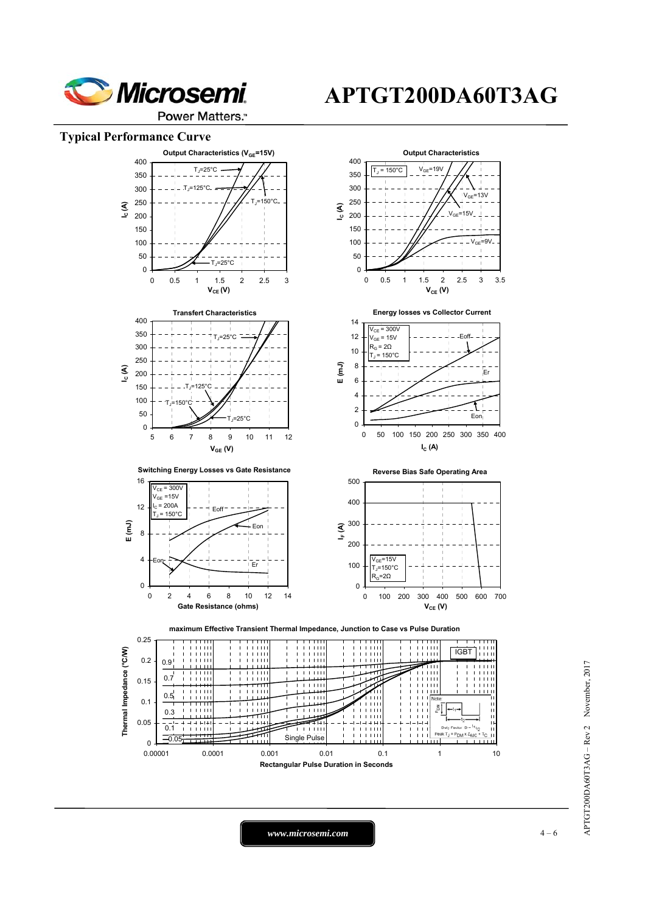## Typical Performance Curve

**Output Characteristics ($V_{GE}$=15V)**

$T_J$=25°C, $T_J$=125°C, $T_J$=150°C, $T_J$=25°C

$I_C$ (A) vs $V_{CE}$ (V)

**Output Characteristics**

$T_J$ = 150°C; $V_{GE}$=19V, $V_{GE}$=13V, $V_{GE}$=15V, $V_{GE}$=9V

$I_C$ (A) vs $V_{CE}$ (V)

**Transfert Characteristics**

$T_J$=25°C, $T_J$=125°C, $T_J$=150°C, $T_J$=25°C

$I_C$ (A) vs $V_{GE}$ (V)

**Energy losses vs Collector Current**

$V_{CE}$ = 300V, $V_{GE}$ = 15V, $R_G$ = 2Ω, $T_J$ = 150°C

Eoff, Er, Eon

E (mJ) vs $I_C$ (A)

**Switching Energy Losses vs Gate Resistance**

$V_{CE}$ = 300V, $V_{GE}$ =15V, $I_C$ = 200A, $T_J$ = 150°C

Eoff, Eon, Eon, Er

E (mJ) vs Gate Resistance (ohms)

**Reverse Bias Safe Operating Area**

$V_{GE}$=15V, $T_J$=150°C, $R_G$=2Ω

$I_F$ (A) vs $V_{CE}$ (V)

**maximum Effective Transient Thermal Impedance, Junction to Case vs Pulse Duration**

IGBT; 0.9, 0.7, 0.5, 0.3, 0.1, 0.05, Single Pulse

Note: Duty Factor $D = t_1/t_2$; Peak $T_J = P_{DM} \times Z_{thJC} + T_C$

Thermal Impedance (°C/W) vs Rectangular Pulse Duration in Seconds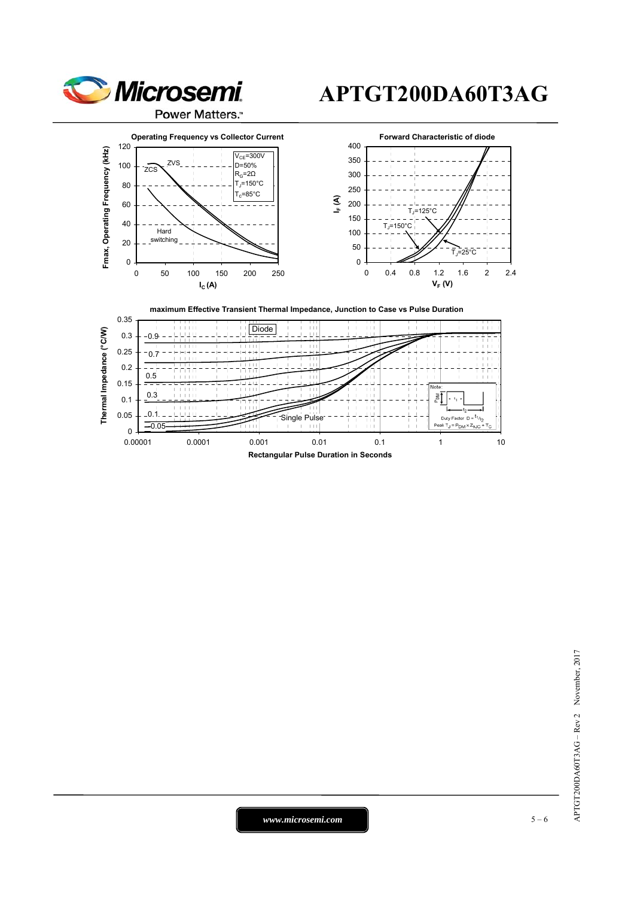**Operating Frequency vs Collector Current**

$V_{CE}$=300V
D=50%
$R_G$=2Ω
$T_J$=150°C
$T_C$=85°C

ZVS
ZCS
Hard switching

Fmax, Operating Frequency (kHz)

$I_C$ (A)

**Forward Characteristic of diode**

$T_J$=125°C
$T_J$=150°C
$T_J$=25°C

$I_F$ (A)

$V_F$ (V)

**maximum Effective Transient Thermal Impedance, Junction to Case vs Pulse Duration**

Diode

0.9
0.7
0.5
0.3
0.1
0.05
Single Pulse

Note:
$P_{DM}$
$t_1$
$t_2$
Duty Factor $D = t_1/t_2$
Peak $T_J = P_{DM} \times Z_{\theta JC} + T_C$

Thermal Impedance (°C/W)

Rectangular Pulse Duration in Seconds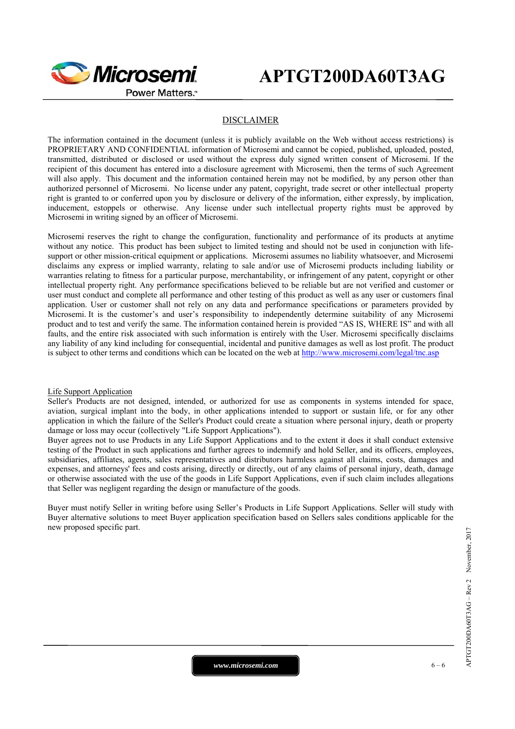## DISCLAIMER

The information contained in the document (unless it is publicly available on the Web without access restrictions) is PROPRIETARY AND CONFIDENTIAL information of Microsemi and cannot be copied, published, uploaded, posted, transmitted, distributed or disclosed or used without the express duly signed written consent of Microsemi. If the recipient of this document has entered into a disclosure agreement with Microsemi, then the terms of such Agreement will also apply. This document and the information contained herein may not be modified, by any person other than authorized personnel of Microsemi. No license under any patent, copyright, trade secret or other intellectual property right is granted to or conferred upon you by disclosure or delivery of the information, either expressly, by implication, inducement, estoppels or otherwise. Any license under such intellectual property rights must be approved by Microsemi in writing signed by an officer of Microsemi.

Microsemi reserves the right to change the configuration, functionality and performance of its products at anytime without any notice. This product has been subject to limited testing and should not be used in conjunction with life-support or other mission-critical equipment or applications. Microsemi assumes no liability whatsoever, and Microsemi disclaims any express or implied warranty, relating to sale and/or use of Microsemi products including liability or warranties relating to fitness for a particular purpose, merchantability, or infringement of any patent, copyright or other intellectual property right. Any performance specifications believed to be reliable but are not verified and customer or user must conduct and complete all performance and other testing of this product as well as any user or customers final application. User or customer shall not rely on any data and performance specifications or parameters provided by Microsemi. It is the customer's and user's responsibility to independently determine suitability of any Microsemi product and to test and verify the same. The information contained herein is provided "AS IS, WHERE IS" and with all faults, and the entire risk associated with such information is entirely with the User. Microsemi specifically disclaims any liability of any kind including for consequential, incidental and punitive damages as well as lost profit. The product is subject to other terms and conditions which can be located on the web at http://www.microsemi.com/legal/tnc.asp

### Life Support Application

Seller's Products are not designed, intended, or authorized for use as components in systems intended for space, aviation, surgical implant into the body, in other applications intended to support or sustain life, or for any other application in which the failure of the Seller's Product could create a situation where personal injury, death or property damage or loss may occur (collectively "Life Support Applications").

Buyer agrees not to use Products in any Life Support Applications and to the extent it does it shall conduct extensive testing of the Product in such applications and further agrees to indemnify and hold Seller, and its officers, employees, subsidiaries, affiliates, agents, sales representatives and distributors harmless against all claims, costs, damages and expenses, and attorneys' fees and costs arising, directly or directly, out of any claims of personal injury, death, damage or otherwise associated with the use of the goods in Life Support Applications, even if such claim includes allegations that Seller was negligent regarding the design or manufacture of the goods.

Buyer must notify Seller in writing before using Seller's Products in Life Support Applications. Seller will study with Buyer alternative solutions to meet Buyer application specification based on Sellers sales conditions applicable for the new proposed specific part.